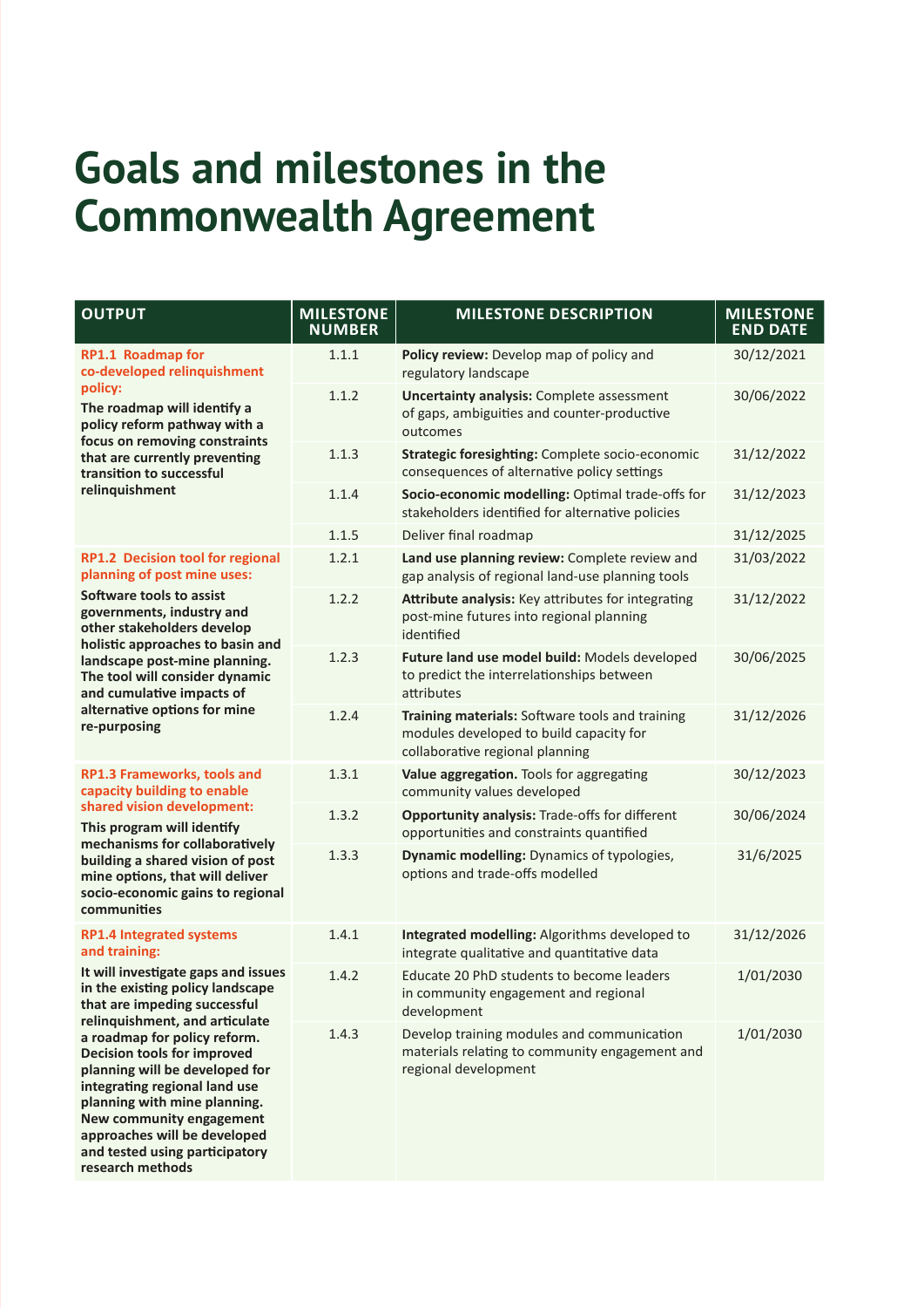# Goals and milestones in the Commonwealth Agreement

| OUTPUT | MILESTONE NUMBER | MILESTONE DESCRIPTION | MILESTONE END DATE |
|---|---|---|---|
| **RP1.1 Roadmap for co-developed relinquishment policy:** The roadmap will identify a policy reform pathway with a focus on removing constraints that are currently preventing transition to successful relinquishment | 1.1.1 | **Policy review:** Develop map of policy and regulatory landscape | 30/12/2021 |
| | 1.1.2 | **Uncertainty analysis:** Complete assessment of gaps, ambiguities and counter-productive outcomes | 30/06/2022 |
| | 1.1.3 | **Strategic foresighting:** Complete socio-economic consequences of alternative policy settings | 31/12/2022 |
| | 1.1.4 | **Socio-economic modelling:** Optimal trade-offs for stakeholders identified for alternative policies | 31/12/2023 |
| | 1.1.5 | Deliver final roadmap | 31/12/2025 |
| **RP1.2 Decision tool for regional planning of post mine uses:** Software tools to assist governments, industry and other stakeholders develop holistic approaches to basin and landscape post-mine planning. The tool will consider dynamic and cumulative impacts of alternative options for mine re-purposing | 1.2.1 | **Land use planning review:** Complete review and gap analysis of regional land-use planning tools | 31/03/2022 |
| | 1.2.2 | **Attribute analysis:** Key attributes for integrating post-mine futures into regional planning identified | 31/12/2022 |
| | 1.2.3 | **Future land use model build:** Models developed to predict the interrelationships between attributes | 30/06/2025 |
| | 1.2.4 | **Training materials:** Software tools and training modules developed to build capacity for collaborative regional planning | 31/12/2026 |
| **RP1.3 Frameworks, tools and capacity building to enable shared vision development:** This program will identify mechanisms for collaboratively building a shared vision of post mine options, that will deliver socio-economic gains to regional communities | 1.3.1 | **Value aggregation.** Tools for aggregating community values developed | 30/12/2023 |
| | 1.3.2 | **Opportunity analysis:** Trade-offs for different opportunities and constraints quantified | 30/06/2024 |
| | 1.3.3 | **Dynamic modelling:** Dynamics of typologies, options and trade-offs modelled | 31/6/2025 |
| **RP1.4 Integrated systems and training:** It will investigate gaps and issues in the existing policy landscape that are impeding successful relinquishment, and articulate a roadmap for policy reform. Decision tools for improved planning will be developed for integrating regional land use planning with mine planning. New community engagement approaches will be developed and tested using participatory research methods | 1.4.1 | **Integrated modelling:** Algorithms developed to integrate qualitative and quantitative data | 31/12/2026 |
| | 1.4.2 | Educate 20 PhD students to become leaders in community engagement and regional development | 1/01/2030 |
| | 1.4.3 | Develop training modules and communication materials relating to community engagement and regional development | 1/01/2030 |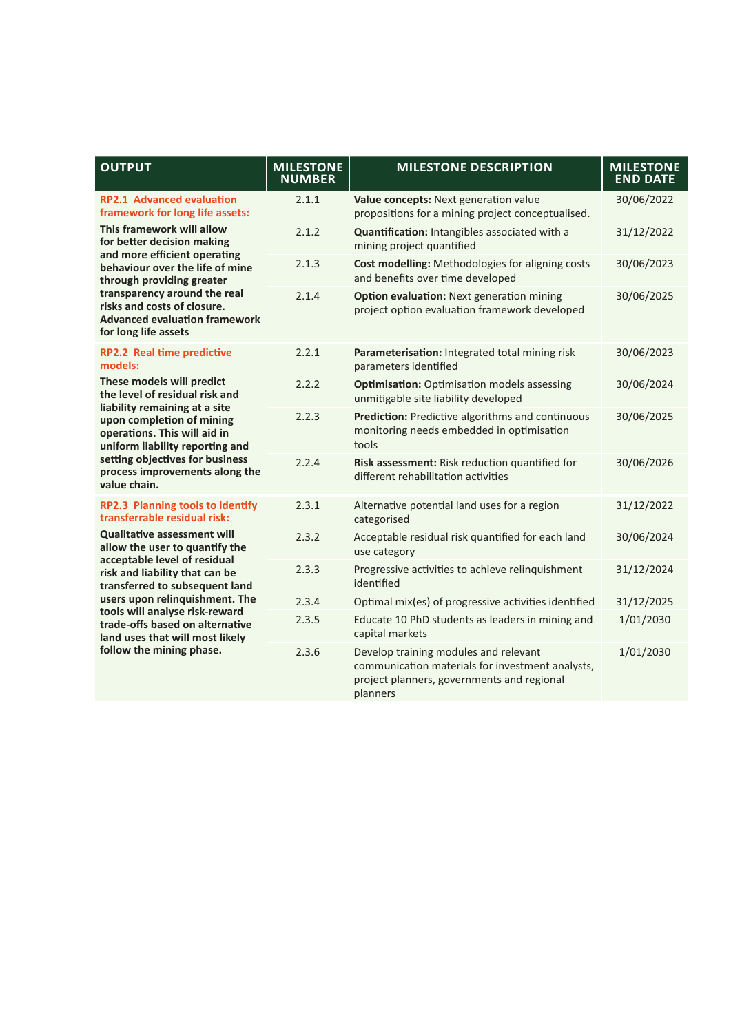| OUTPUT | MILESTONE NUMBER | MILESTONE DESCRIPTION | MILESTONE END DATE |
|---|---|---|---|
| **RP2.1 Advanced evaluation framework for long life assets:** This framework will allow for better decision making and more efficient operating behaviour over the life of mine through providing greater transparency around the real risks and costs of closure. Advanced evaluation framework for long life assets | 2.1.1 | **Value concepts:** Next generation value propositions for a mining project conceptualised. | 30/06/2022 |
| | 2.1.2 | **Quantification:** Intangibles associated with a mining project quantified | 31/12/2022 |
| | 2.1.3 | **Cost modelling:** Methodologies for aligning costs and benefits over time developed | 30/06/2023 |
| | 2.1.4 | **Option evaluation:** Next generation mining project option evaluation framework developed | 30/06/2025 |
| **RP2.2 Real time predictive models:** These models will predict the level of residual risk and liability remaining at a site upon completion of mining operations. This will aid in uniform liability reporting and setting objectives for business process improvements along the value chain. | 2.2.1 | **Parameterisation:** Integrated total mining risk parameters identified | 30/06/2023 |
| | 2.2.2 | **Optimisation:** Optimisation models assessing unmitigable site liability developed | 30/06/2024 |
| | 2.2.3 | **Prediction:** Predictive algorithms and continuous monitoring needs embedded in optimisation tools | 30/06/2025 |
| | 2.2.4 | **Risk assessment:** Risk reduction quantified for different rehabilitation activities | 30/06/2026 |
| **RP2.3 Planning tools to identify transferrable residual risk:** Qualitative assessment will allow the user to quantify the acceptable level of residual risk and liability that can be transferred to subsequent land users upon relinquishment. The tools will analyse risk-reward trade-offs based on alternative land uses that will most likely follow the mining phase. | 2.3.1 | Alternative potential land uses for a region categorised | 31/12/2022 |
| | 2.3.2 | Acceptable residual risk quantified for each land use category | 30/06/2024 |
| | 2.3.3 | Progressive activities to achieve relinquishment identified | 31/12/2024 |
| | 2.3.4 | Optimal mix(es) of progressive activities identified | 31/12/2025 |
| | 2.3.5 | Educate 10 PhD students as leaders in mining and capital markets | 1/01/2030 |
| | 2.3.6 | Develop training modules and relevant communication materials for investment analysts, project planners, governments and regional planners | 1/01/2030 |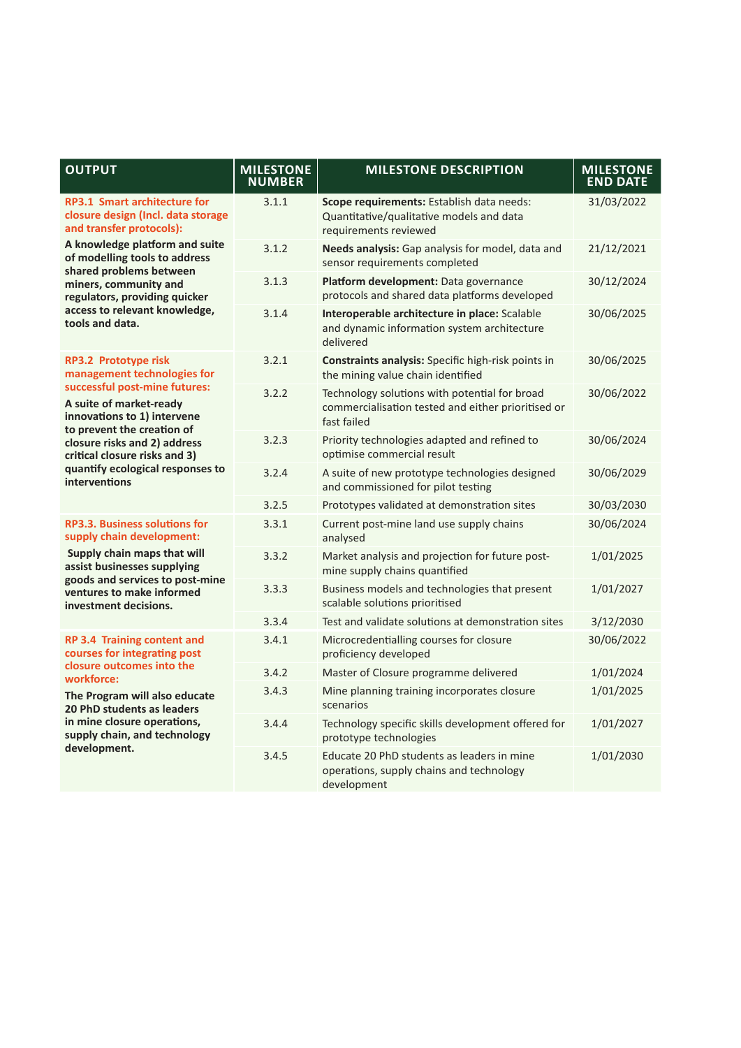| OUTPUT | MILESTONE NUMBER | MILESTONE DESCRIPTION | MILESTONE END DATE |
|---|---|---|---|
| **RP3.1 Smart architecture for closure design (Incl. data storage and transfer protocols):** **A knowledge platform and suite of modelling tools to address shared problems between miners, community and regulators, providing quicker access to relevant knowledge, tools and data.** | 3.1.1 | **Scope requirements:** Establish data needs: Quantitative/qualitative models and data requirements reviewed | 31/03/2022 |
| | 3.1.2 | **Needs analysis:** Gap analysis for model, data and sensor requirements completed | 21/12/2021 |
| | 3.1.3 | **Platform development:** Data governance protocols and shared data platforms developed | 30/12/2024 |
| | 3.1.4 | **Interoperable architecture in place:** Scalable and dynamic information system architecture delivered | 30/06/2025 |
| **RP3.2 Prototype risk management technologies for successful post-mine futures:** **A suite of market-ready innovations to 1) intervene to prevent the creation of closure risks and 2) address critical closure risks and 3) quantify ecological responses to interventions** | 3.2.1 | **Constraints analysis:** Specific high-risk points in the mining value chain identified | 30/06/2025 |
| | 3.2.2 | Technology solutions with potential for broad commercialisation tested and either prioritised or fast failed | 30/06/2022 |
| | 3.2.3 | Priority technologies adapted and refined to optimise commercial result | 30/06/2024 |
| | 3.2.4 | A suite of new prototype technologies designed and commissioned for pilot testing | 30/06/2029 |
| | 3.2.5 | Prototypes validated at demonstration sites | 30/03/2030 |
| **RP3.3. Business solutions for supply chain development:** **Supply chain maps that will assist businesses supplying goods and services to post-mine ventures to make informed investment decisions.** | 3.3.1 | Current post-mine land use supply chains analysed | 30/06/2024 |
| | 3.3.2 | Market analysis and projection for future post-mine supply chains quantified | 1/01/2025 |
| | 3.3.3 | Business models and technologies that present scalable solutions prioritised | 1/01/2027 |
| | 3.3.4 | Test and validate solutions at demonstration sites | 3/12/2030 |
| **RP 3.4 Training content and courses for integrating post closure outcomes into the workforce:** **The Program will also educate 20 PhD students as leaders in mine closure operations, supply chain, and technology development.** | 3.4.1 | Microcredentialling courses for closure proficiency developed | 30/06/2022 |
| | 3.4.2 | Master of Closure programme delivered | 1/01/2024 |
| | 3.4.3 | Mine planning training incorporates closure scenarios | 1/01/2025 |
| | 3.4.4 | Technology specific skills development offered for prototype technologies | 1/01/2027 |
| | 3.4.5 | Educate 20 PhD students as leaders in mine operations, supply chains and technology development | 1/01/2030 |